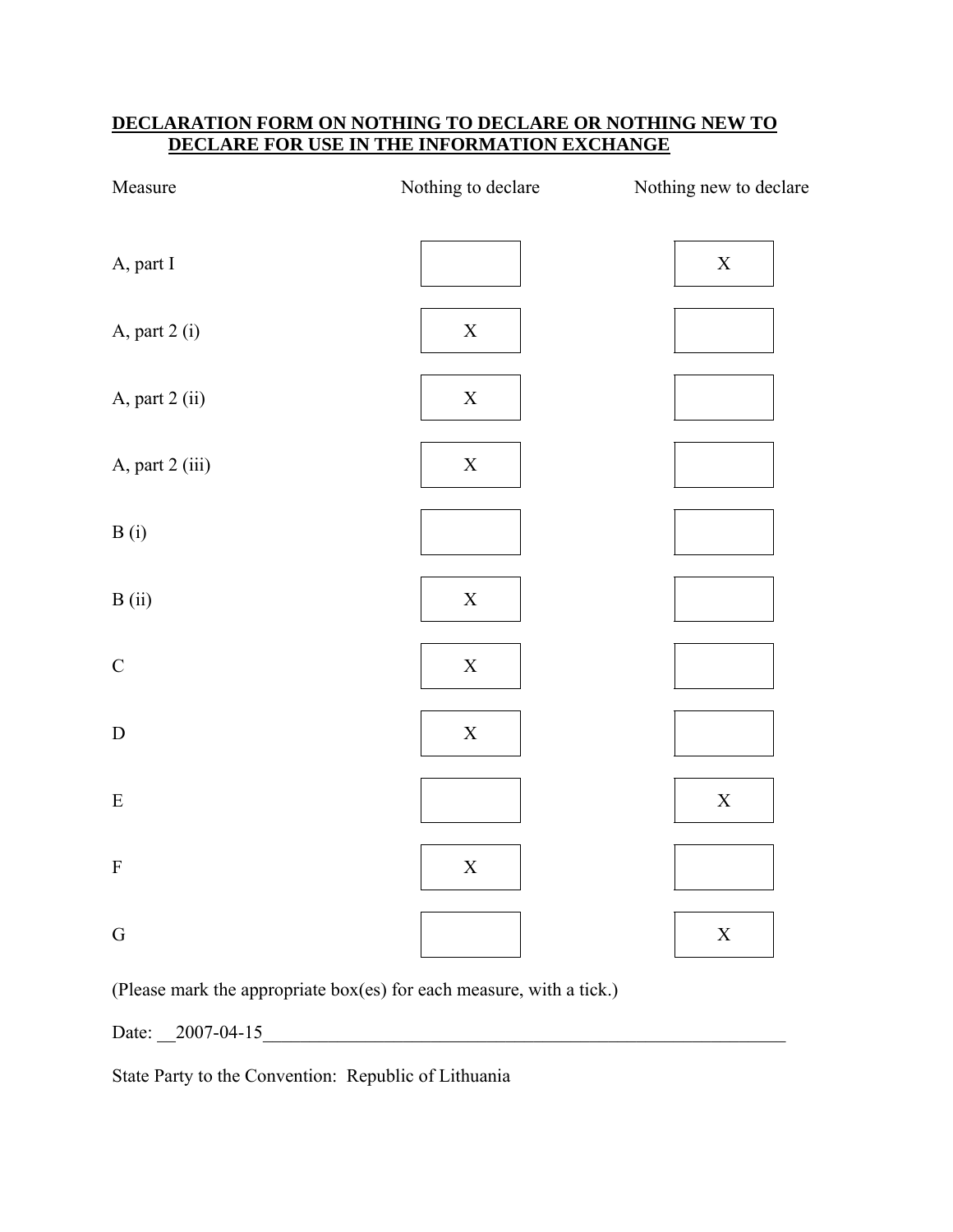**DECLARATION FORM ON NOTHING TO DECLARE OR NOTHING NEW TO DECLARE FOR USE IN THE INFORMATION EXCHANGE**

| Measure | Nothing to declare | Nothing new to declare |
|---|---|---|
| A, part I | | X |
| A, part 2 (i) | X | |
| A, part 2 (ii) | X | |
| A, part 2 (iii) | X | |
| B (i) | | |
| B (ii) | X | |
| C | X | |
| D | X | |
| E | | X |
| F | X | |
| G | | X |

(Please mark the appropriate box(es) for each measure, with a tick.)

Date: __2007-04-15____________________________________________________________

State Party to the Convention: Republic of Lithuania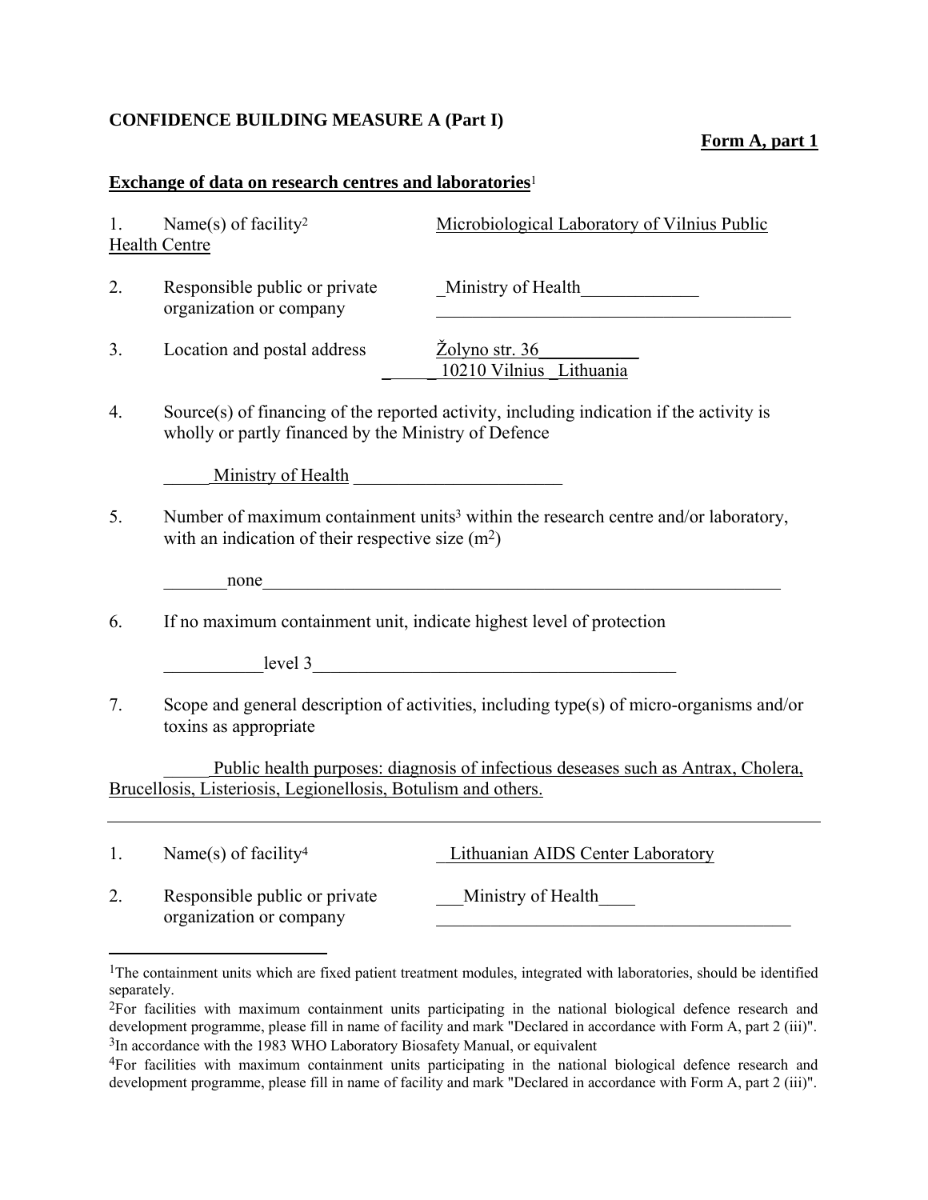**CONFIDENCE BUILDING MEASURE A (Part I)**

**Form A, part 1**

**Exchange of data on research centres and laboratories**[1]

1. Name(s) of facility[2] Microbiological Laboratory of Vilnius Public Health Centre

2. Responsible public or private organization or company Ministry of Health

3. Location and postal address Žolyno str. 36 10210 Vilnius Lithuania

4. Source(s) of financing of the reported activity, including indication if the activity is wholly or partly financed by the Ministry of Defence

   Ministry of Health

5. Number of maximum containment units[3] within the research centre and/or laboratory, with an indication of their respective size ($m^2$)

   none

6. If no maximum containment unit, indicate highest level of protection

   level 3

7. Scope and general description of activities, including type(s) of micro-organisms and/or toxins as appropriate

   Public health purposes: diagnosis of infectious deseases such as Antrax, Cholera, Brucellosis, Listeriosis, Legionellosis, Botulism and others.

---

1. Name(s) of facility[4] Lithuanian AIDS Center Laboratory

2. Responsible public or private organization or company Ministry of Health

---

[1]The containment units which are fixed patient treatment modules, integrated with laboratories, should be identified separately.

[2]For facilities with maximum containment units participating in the national biological defence research and development programme, please fill in name of facility and mark "Declared in accordance with Form A, part 2 (iii)".

[3]In accordance with the 1983 WHO Laboratory Biosafety Manual, or equivalent

[4]For facilities with maximum containment units participating in the national biological defence research and development programme, please fill in name of facility and mark "Declared in accordance with Form A, part 2 (iii)".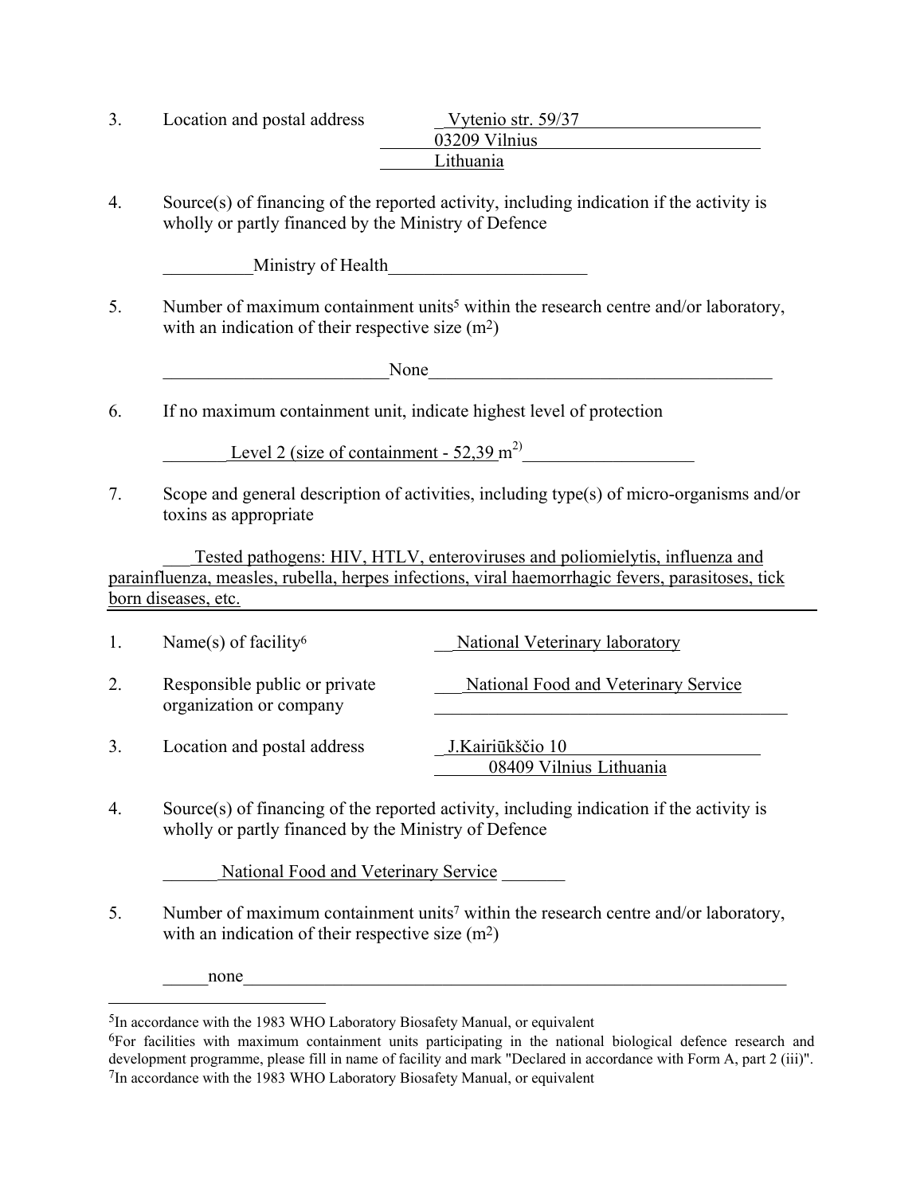3. Location and postal address — Vytenio str. 59/37
   03209 Vilnius
   Lithuania

4. Source(s) of financing of the reported activity, including indication if the activity is wholly or partly financed by the Ministry of Defence

   Ministry of Health

5. Number of maximum containment units[5] within the research centre and/or laboratory, with an indication of their respective size ($m^2$)

   None

6. If no maximum containment unit, indicate highest level of protection

   Level 2 (size of containment - 52,39 $m^2$)

7. Scope and general description of activities, including type(s) of micro-organisms and/or toxins as appropriate

   Tested pathogens: HIV, HTLV, enteroviruses and poliomielytis, influenza and parainfluenza, measles, rubella, herpes infections, viral haemorrhagic fevers, parasitoses, tick born diseases, etc.

---

1. Name(s) of facility[6] — National Veterinary laboratory

2. Responsible public or private organization or company — National Food and Veterinary Service

3. Location and postal address — J.Kairiūkščio 10
   08409 Vilnius Lithuania

4. Source(s) of financing of the reported activity, including indication if the activity is wholly or partly financed by the Ministry of Defence

   National Food and Veterinary Service

5. Number of maximum containment units[7] within the research centre and/or laboratory, with an indication of their respective size ($m^2$)

   none

---

[5] In accordance with the 1983 WHO Laboratory Biosafety Manual, or equivalent

[6] For facilities with maximum containment units participating in the national biological defence research and development programme, please fill in name of facility and mark "Declared in accordance with Form A, part 2 (iii)".

[7] In accordance with the 1983 WHO Laboratory Biosafety Manual, or equivalent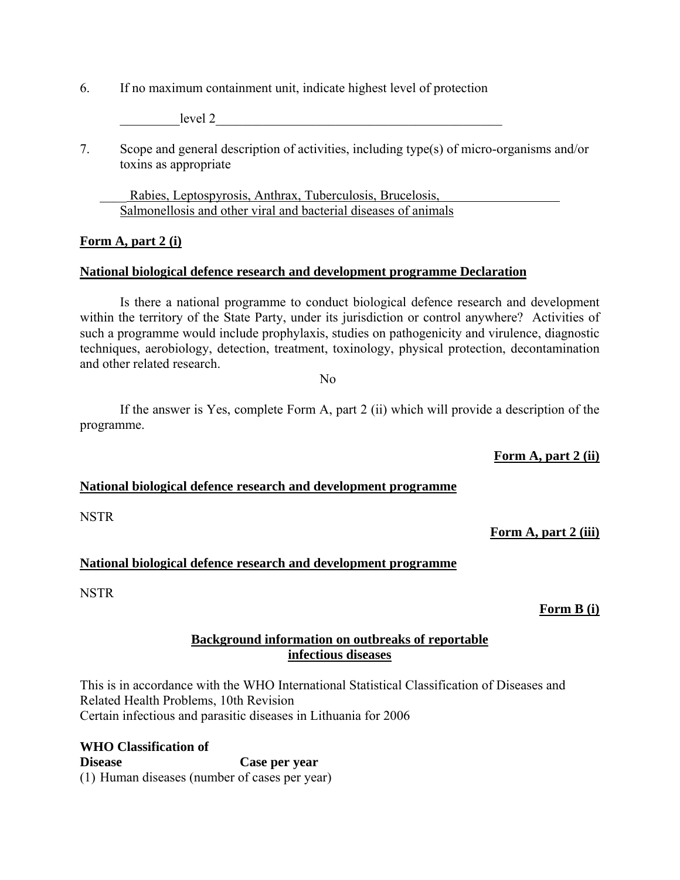6. If no maximum containment unit, indicate highest level of protection

   level 2

7. Scope and general description of activities, including type(s) of micro-organisms and/or toxins as appropriate

   Rabies, Leptospyrosis, Anthrax, Tuberculosis, Brucelosis, Salmonellosis and other viral and bacterial diseases of animals

**Form A, part 2 (i)**

**National biological defence research and development programme Declaration**

Is there a national programme to conduct biological defence research and development within the territory of the State Party, under its jurisdiction or control anywhere? Activities of such a programme would include prophylaxis, studies on pathogenicity and virulence, diagnostic techniques, aerobiology, detection, treatment, toxinology, physical protection, decontamination and other related research.

No

If the answer is Yes, complete Form A, part 2 (ii) which will provide a description of the programme.

**Form A, part 2 (ii)**

**National biological defence research and development programme**

NSTR

**Form A, part 2 (iii)**

**National biological defence research and development programme**

NSTR

**Form B (i)**

**Background information on outbreaks of reportable infectious diseases**

This is in accordance with the WHO International Statistical Classification of Diseases and Related Health Problems, 10th Revision
Certain infectious and parasitic diseases in Lithuania for 2006

| WHO Classification of Disease | Case per year |
|---|---|
| (1) Human diseases (number of cases per year) | |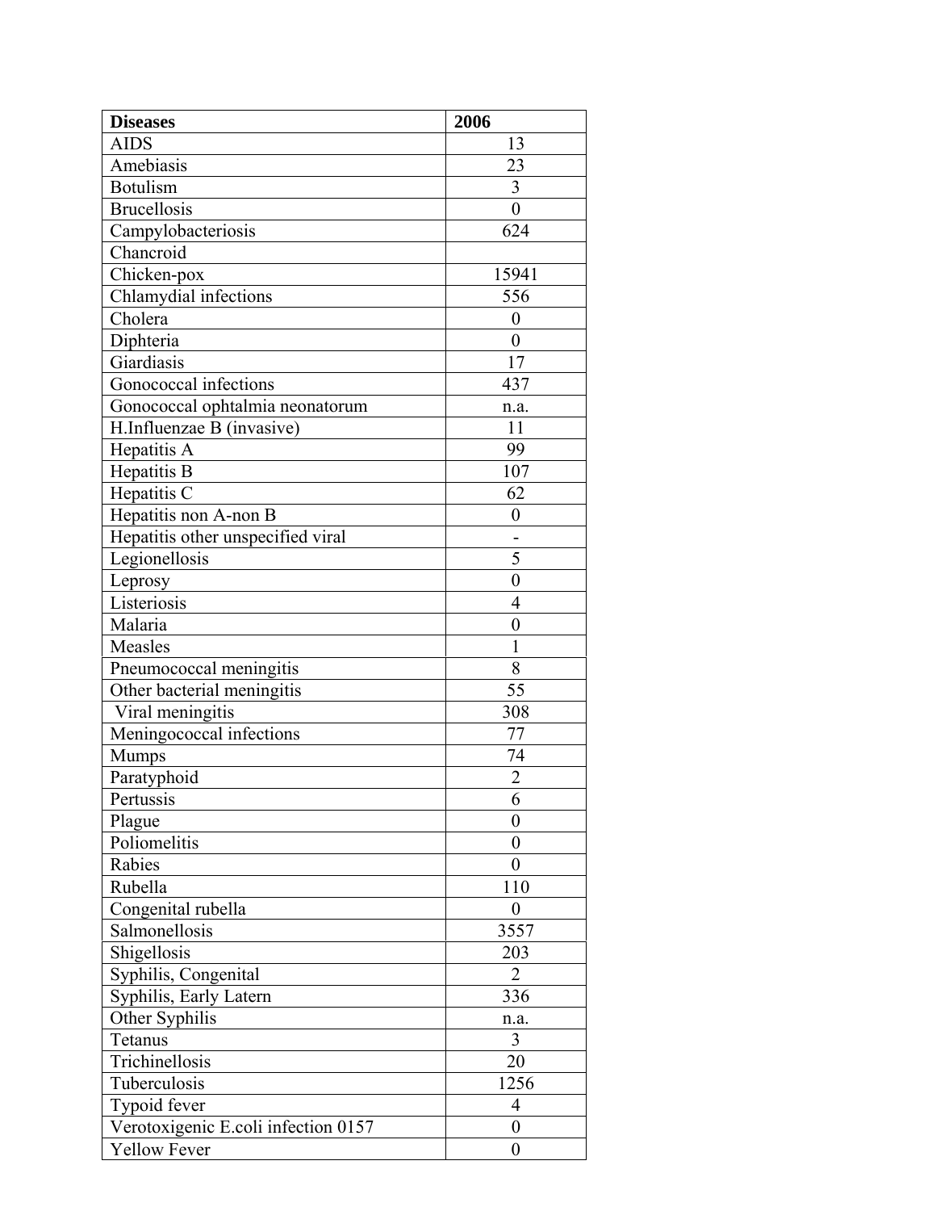| **Diseases** | **2006** |
|---|---|
| AIDS | 13 |
| Amebiasis | 23 |
| Botulism | 3 |
| Brucellosis | 0 |
| Campylobacteriosis | 624 |
| Chancroid | |
| Chicken-pox | 15941 |
| Chlamydial infections | 556 |
| Cholera | 0 |
| Diphteria | 0 |
| Giardiasis | 17 |
| Gonococcal infections | 437 |
| Gonococcal ophtalmia neonatorum | n.a. |
| H.Influenzae B (invasive) | 11 |
| Hepatitis A | 99 |
| Hepatitis B | 107 |
| Hepatitis C | 62 |
| Hepatitis non A-non B | 0 |
| Hepatitis other unspecified viral | - |
| Legionellosis | 5 |
| Leprosy | 0 |
| Listeriosis | 4 |
| Malaria | 0 |
| Measles | 1 |
| Pneumococcal meningitis | 8 |
| Other bacterial meningitis | 55 |
| Viral meningitis | 308 |
| Meningococcal infections | 77 |
| Mumps | 74 |
| Paratyphoid | 2 |
| Pertussis | 6 |
| Plague | 0 |
| Poliomelitis | 0 |
| Rabies | 0 |
| Rubella | 110 |
| Congenital rubella | 0 |
| Salmonellosis | 3557 |
| Shigellosis | 203 |
| Syphilis, Congenital | 2 |
| Syphilis, Early Latern | 336 |
| Other Syphilis | n.a. |
| Tetanus | 3 |
| Trichinellosis | 20 |
| Tuberculosis | 1256 |
| Typoid fever | 4 |
| Verotoxigenic E.coli infection 0157 | 0 |
| Yellow Fever | 0 |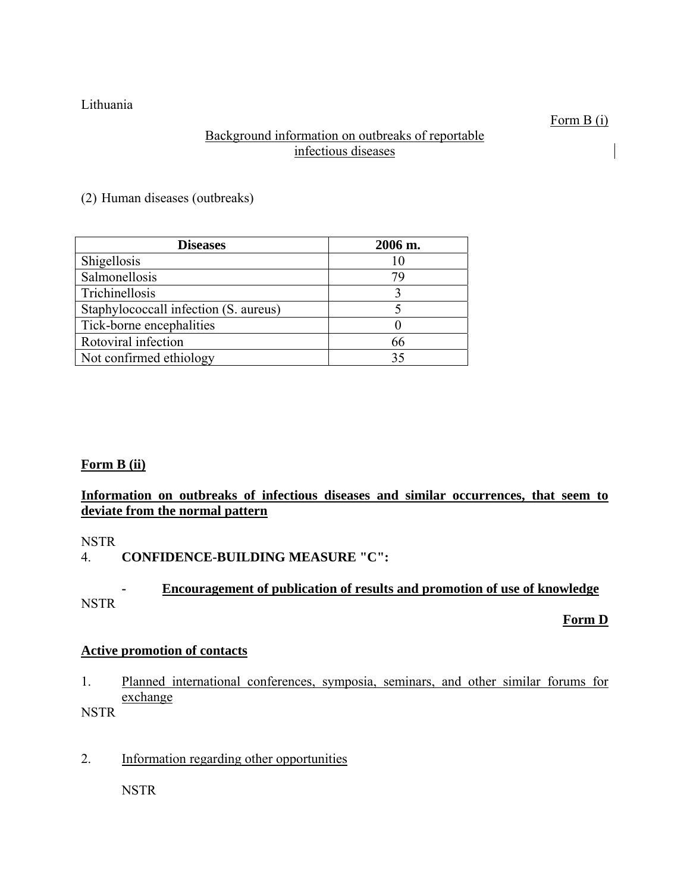Lithuania

Form B (i)

Background information on outbreaks of reportable infectious diseases

(2) Human diseases (outbreaks)

| Diseases | 2006 m. |
|---|---|
| Shigellosis | 10 |
| Salmonellosis | 79 |
| Trichinellosis | 3 |
| Staphylococcall infection (S. aureus) | 5 |
| Tick-borne encephalities | 0 |
| Rotoviral infection | 66 |
| Not confirmed ethiology | 35 |

**Form B (ii)**

**Information on outbreaks of infectious diseases and similar occurrences, that seem to deviate from the normal pattern**

NSTR

4. **CONFIDENCE-BUILDING MEASURE "C":**

- **Encouragement of publication of results and promotion of use of knowledge**

NSTR

**Form D**

**Active promotion of contacts**

1. Planned international conferences, symposia, seminars, and other similar forums for exchange

NSTR

2. Information regarding other opportunities

NSTR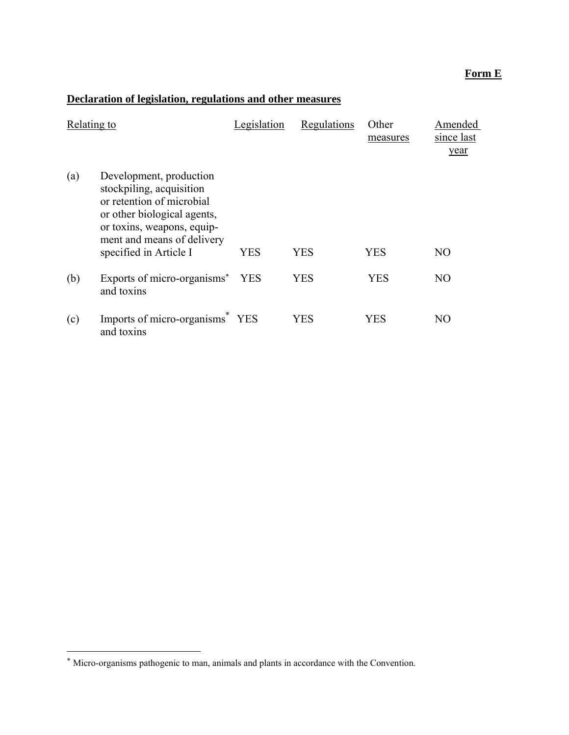**Form E**

## Declaration of legislation, regulations and other measures

| | Relating to | Legislation | Regulations | Other measures | Amended since last year |
|---|---|---|---|---|---|
| (a) | Development, production stockpiling, acquisition or retention of microbial or other biological agents, or toxins, weapons, equipment and means of delivery specified in Article I | YES | YES | YES | NO |
| (b) | Exports of micro-organisms* and toxins | YES | YES | YES | NO |
| (c) | Imports of micro-organisms* and toxins | YES | YES | YES | NO |

* Micro-organisms pathogenic to man, animals and plants in accordance with the Convention.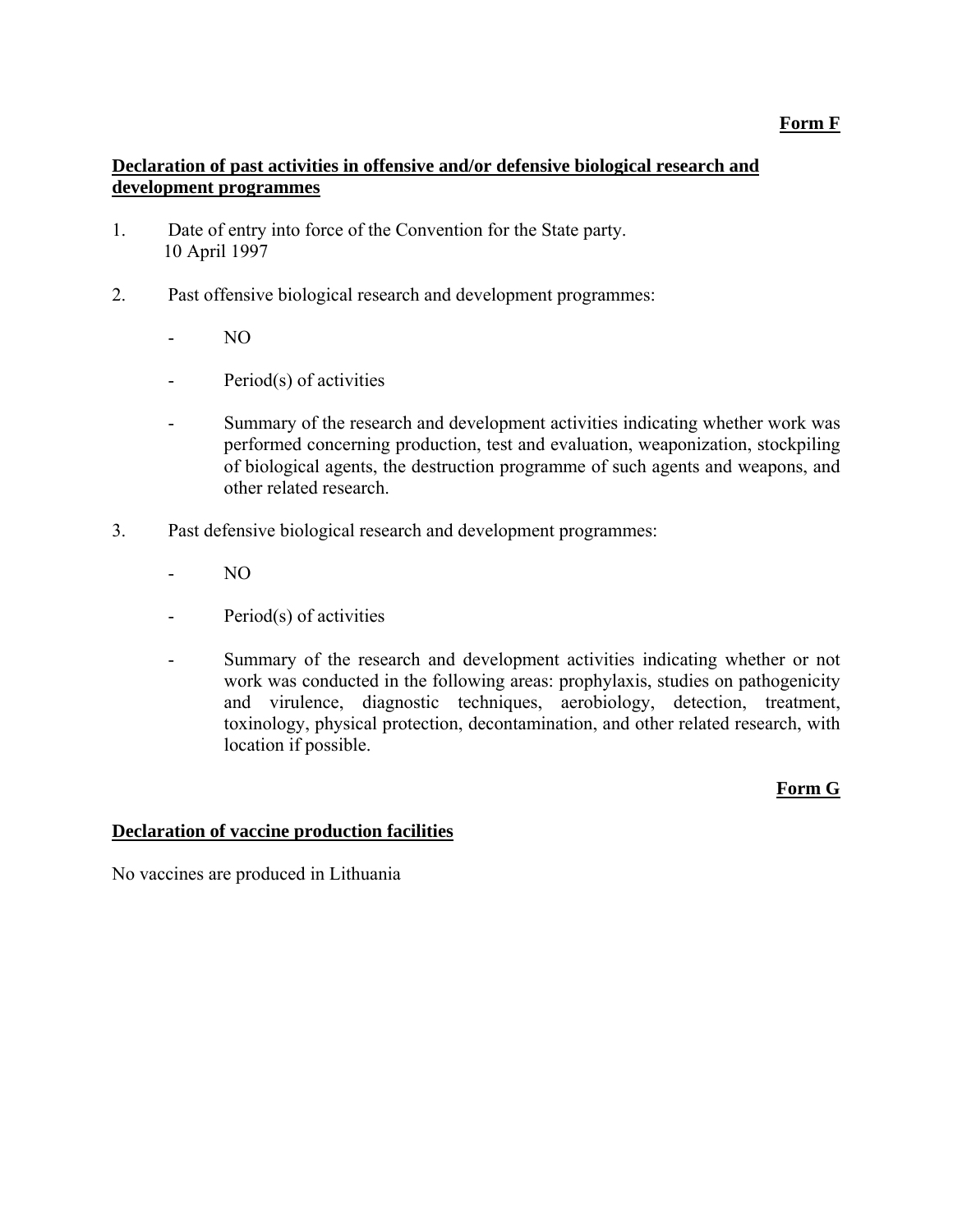**Form F**

## Declaration of past activities in offensive and/or defensive biological research and development programmes

1. Date of entry into force of the Convention for the State party.
   10 April 1997

2. Past offensive biological research and development programmes:

   - NO

   - Period(s) of activities

   - Summary of the research and development activities indicating whether work was performed concerning production, test and evaluation, weaponization, stockpiling of biological agents, the destruction programme of such agents and weapons, and other related research.

3. Past defensive biological research and development programmes:

   - NO

   - Period(s) of activities

   - Summary of the research and development activities indicating whether or not work was conducted in the following areas: prophylaxis, studies on pathogenicity and virulence, diagnostic techniques, aerobiology, detection, treatment, toxinology, physical protection, decontamination, and other related research, with location if possible.

**Form G**

## Declaration of vaccine production facilities

No vaccines are produced in Lithuania